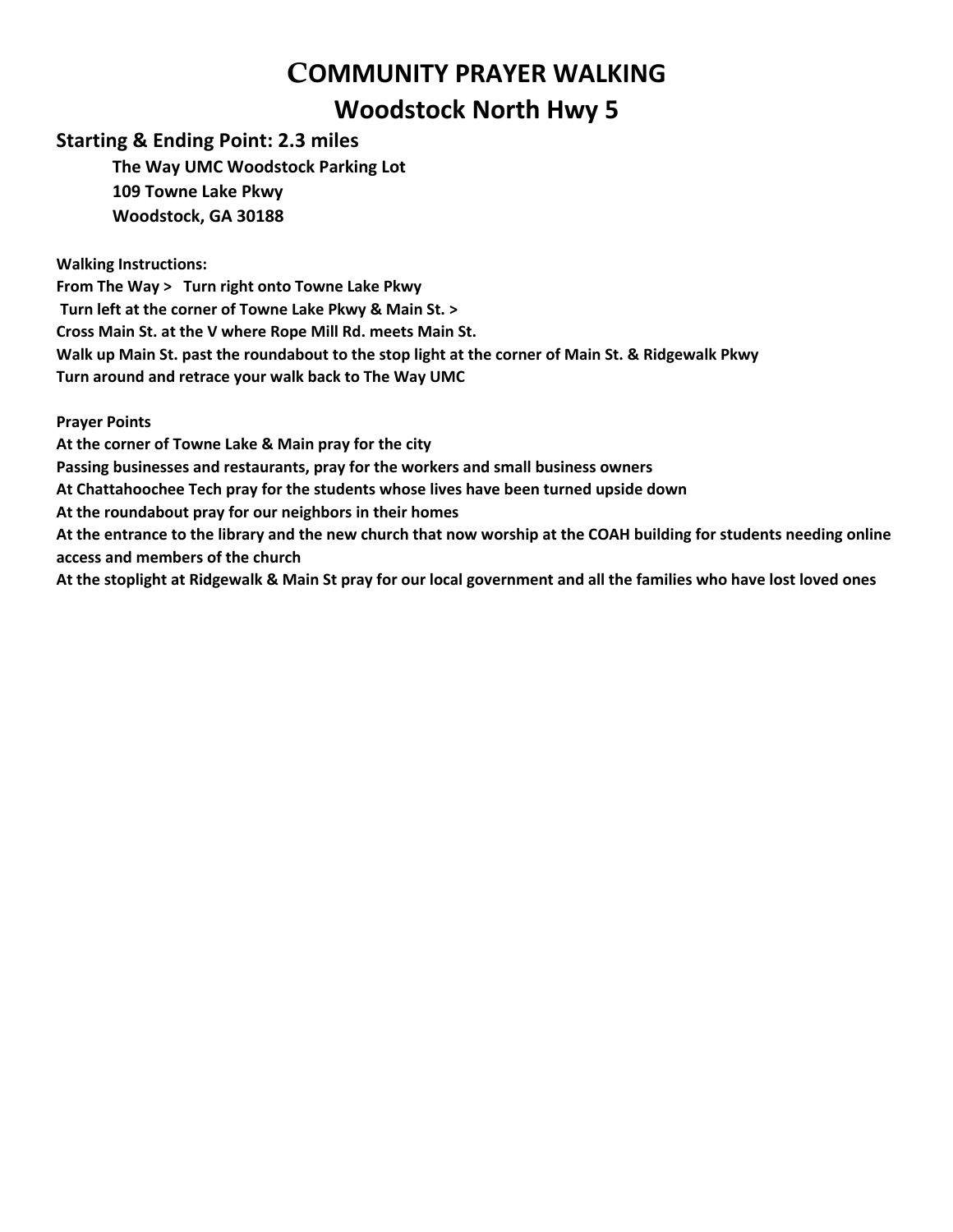# COMMUNITY PRAYER WALKING

# Woodstock North Hwy 5

## Starting & Ending Point: 2.3 miles

**The Way UMC Woodstock Parking Lot**
**109 Towne Lake Pkwy**
**Woodstock, GA 30188**

**Walking Instructions:**
**From The Way > Turn right onto Towne Lake Pkwy**
**Turn left at the corner of Towne Lake Pkwy & Main St. >**
**Cross Main St. at the V where Rope Mill Rd. meets Main St.**
**Walk up Main St. past the roundabout to the stop light at the corner of Main St. & Ridgewalk Pkwy**
**Turn around and retrace your walk back to The Way UMC**

**Prayer Points**
**At the corner of Towne Lake & Main pray for the city**
**Passing businesses and restaurants, pray for the workers and small business owners**
**At Chattahoochee Tech pray for the students whose lives have been turned upside down**
**At the roundabout pray for our neighbors in their homes**
**At the entrance to the library and the new church that now worship at the COAH building for students needing online access and members of the church**
**At the stoplight at Ridgewalk & Main St pray for our local government and all the families who have lost loved ones**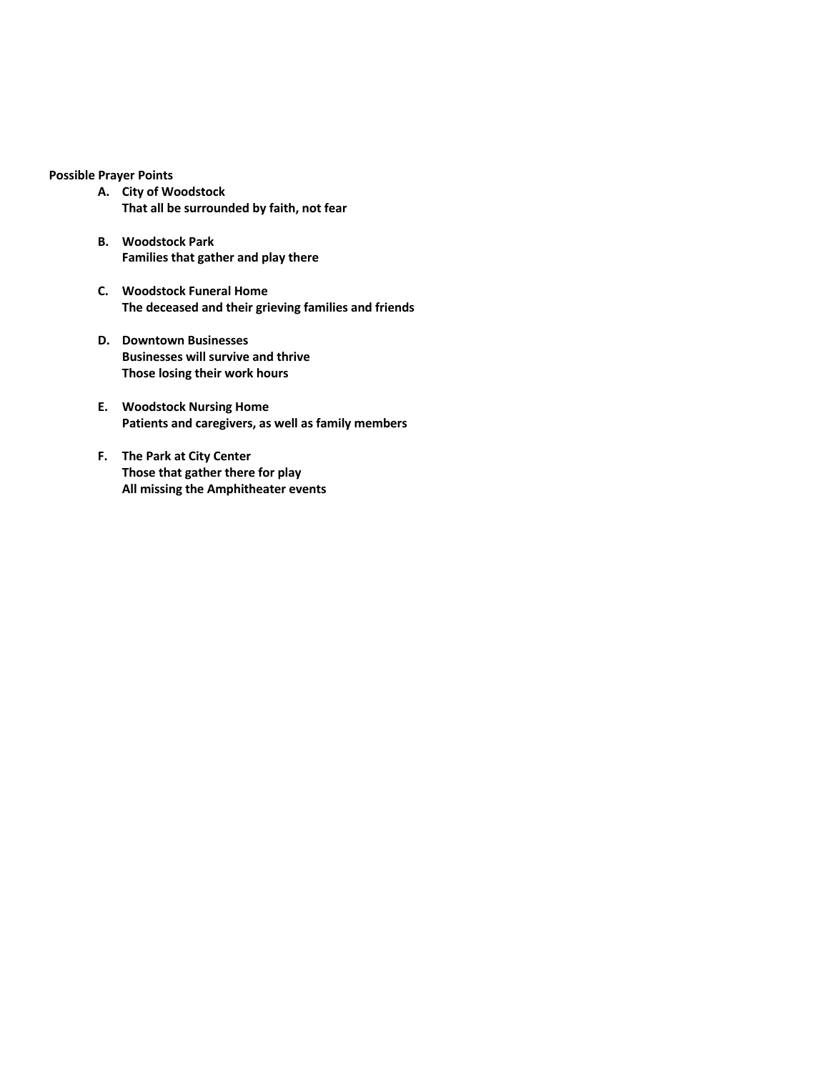**Possible Prayer Points**

A. **City of Woodstock**
   **That all be surrounded by faith, not fear**

B. **Woodstock Park**
   **Families that gather and play there**

C. **Woodstock Funeral Home**
   **The deceased and their grieving families and friends**

D. **Downtown Businesses**
   **Businesses will survive and thrive**
   **Those losing their work hours**

E. **Woodstock Nursing Home**
   **Patients and caregivers, as well as family members**

F. **The Park at City Center**
   **Those that gather there for play**
   **All missing the Amphitheater events**